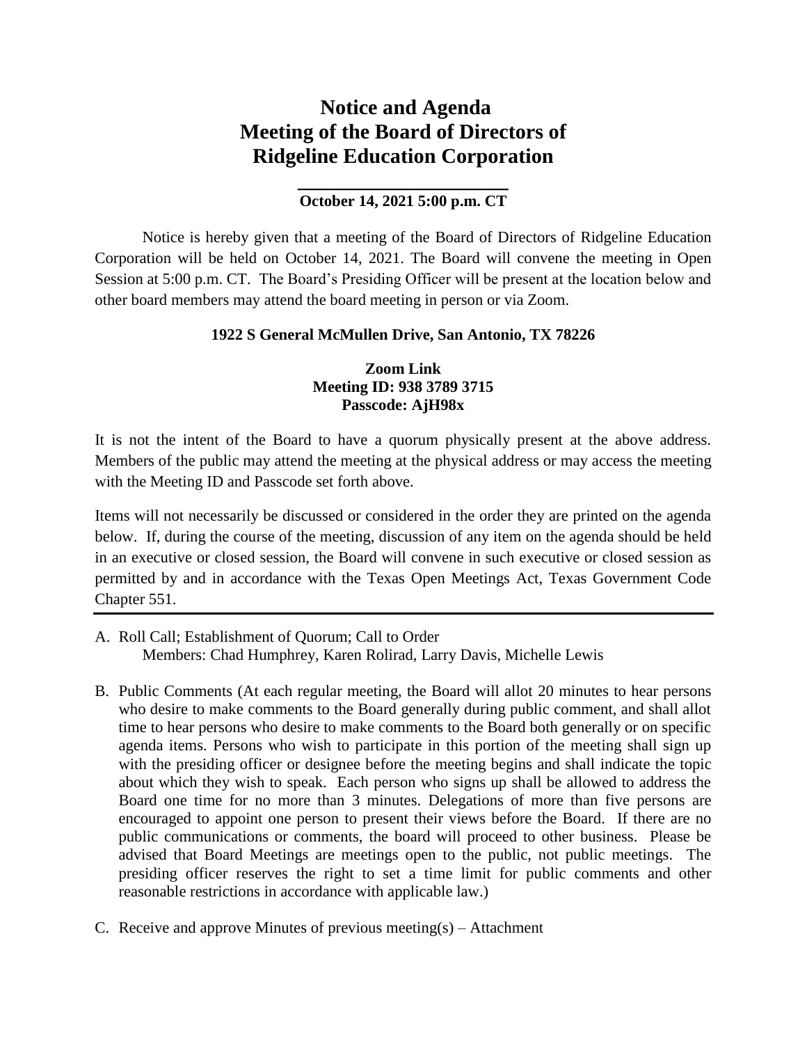# Notice and Agenda
# Meeting of the Board of Directors of
# Ridgeline Education Corporation

**October 14, 2021 5:00 p.m. CT**

Notice is hereby given that a meeting of the Board of Directors of Ridgeline Education Corporation will be held on October 14, 2021. The Board will convene the meeting in Open Session at 5:00 p.m. CT. The Board's Presiding Officer will be present at the location below and other board members may attend the board meeting in person or via Zoom.

**1922 S General McMullen Drive, San Antonio, TX 78226**

**Zoom Link**
**Meeting ID: 938 3789 3715**
**Passcode: AjH98x**

It is not the intent of the Board to have a quorum physically present at the above address. Members of the public may attend the meeting at the physical address or may access the meeting with the Meeting ID and Passcode set forth above.

Items will not necessarily be discussed or considered in the order they are printed on the agenda below. If, during the course of the meeting, discussion of any item on the agenda should be held in an executive or closed session, the Board will convene in such executive or closed session as permitted by and in accordance with the Texas Open Meetings Act, Texas Government Code Chapter 551.

---

A. Roll Call; Establishment of Quorum; Call to Order
   Members: Chad Humphrey, Karen Rolirad, Larry Davis, Michelle Lewis

B. Public Comments (At each regular meeting, the Board will allot 20 minutes to hear persons who desire to make comments to the Board generally during public comment, and shall allot time to hear persons who desire to make comments to the Board both generally or on specific agenda items. Persons who wish to participate in this portion of the meeting shall sign up with the presiding officer or designee before the meeting begins and shall indicate the topic about which they wish to speak. Each person who signs up shall be allowed to address the Board one time for no more than 3 minutes. Delegations of more than five persons are encouraged to appoint one person to present their views before the Board. If there are no public communications or comments, the board will proceed to other business. Please be advised that Board Meetings are meetings open to the public, not public meetings. The presiding officer reserves the right to set a time limit for public comments and other reasonable restrictions in accordance with applicable law.)

C. Receive and approve Minutes of previous meeting(s) – Attachment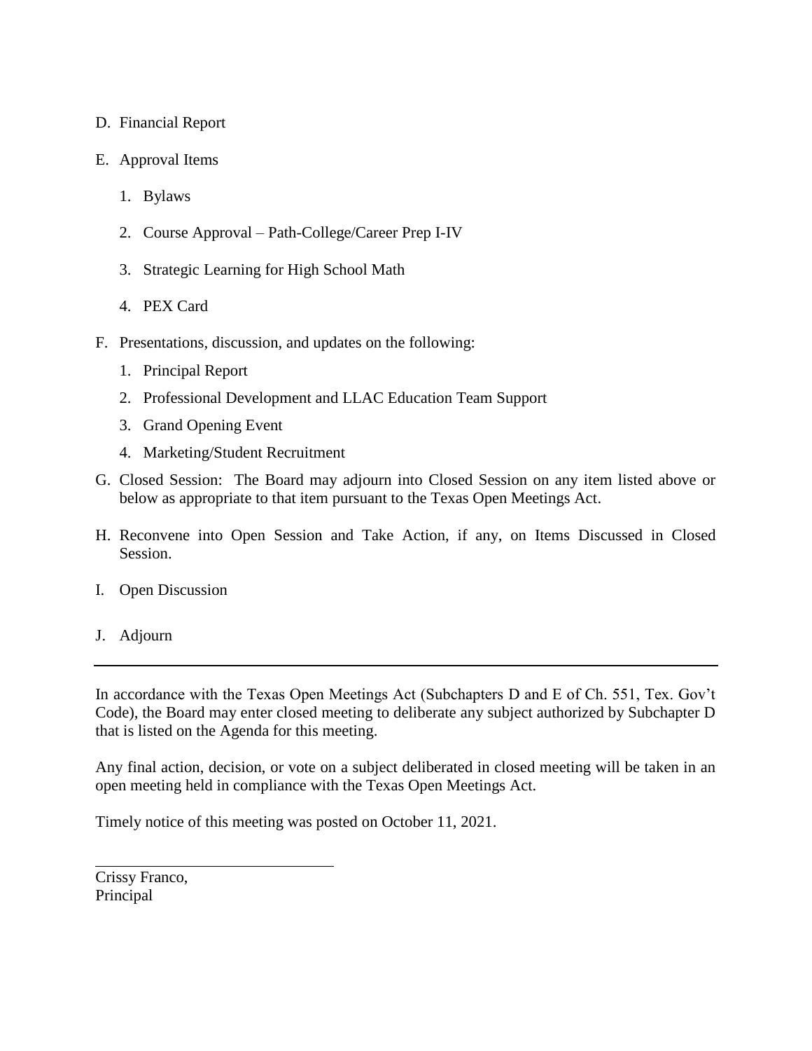D. Financial Report

E. Approval Items

   1. Bylaws

   2. Course Approval – Path-College/Career Prep I-IV

   3. Strategic Learning for High School Math

   4. PEX Card

F. Presentations, discussion, and updates on the following:

   1. Principal Report

   2. Professional Development and LLAC Education Team Support

   3. Grand Opening Event

   4. Marketing/Student Recruitment

G. Closed Session: The Board may adjourn into Closed Session on any item listed above or below as appropriate to that item pursuant to the Texas Open Meetings Act.

H. Reconvene into Open Session and Take Action, if any, on Items Discussed in Closed Session.

I. Open Discussion

J. Adjourn

---

In accordance with the Texas Open Meetings Act (Subchapters D and E of Ch. 551, Tex. Gov't Code), the Board may enter closed meeting to deliberate any subject authorized by Subchapter D that is listed on the Agenda for this meeting.

Any final action, decision, or vote on a subject deliberated in closed meeting will be taken in an open meeting held in compliance with the Texas Open Meetings Act.

Timely notice of this meeting was posted on October 11, 2021.

\_\_\_\_\_\_\_\_\_\_\_\_\_\_\_\_\_\_\_\_\_\_\_\_\_\_\_\_\_\_\_\_

Crissy Franco,
Principal